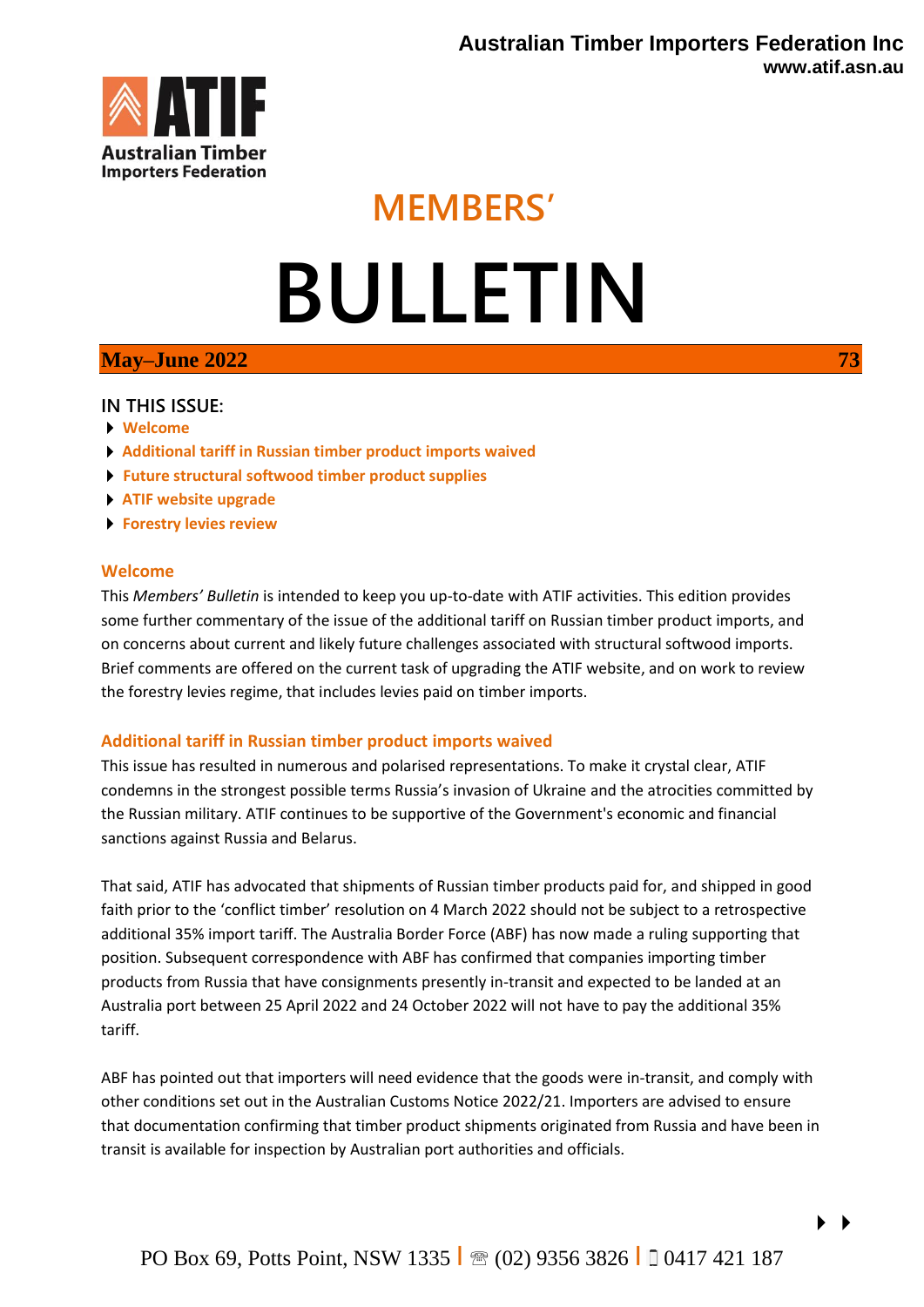**Australian Timber Importers Federation Inc**
**www.atif.asn.au**

ATIF
Australian Timber Importers Federation

# MEMBERS'

# BULLETIN

**May–June 2022** **73**

## IN THIS ISSUE:

- Welcome
- Additional tariff in Russian timber product imports waived
- Future structural softwood timber product supplies
- ATIF website upgrade
- Forestry levies review

## Welcome

This *Members' Bulletin* is intended to keep you up-to-date with ATIF activities. This edition provides some further commentary of the issue of the additional tariff on Russian timber product imports, and on concerns about current and likely future challenges associated with structural softwood imports. Brief comments are offered on the current task of upgrading the ATIF website, and on work to review the forestry levies regime, that includes levies paid on timber imports.

## Additional tariff in Russian timber product imports waived

This issue has resulted in numerous and polarised representations. To make it crystal clear, ATIF condemns in the strongest possible terms Russia's invasion of Ukraine and the atrocities committed by the Russian military. ATIF continues to be supportive of the Government's economic and financial sanctions against Russia and Belarus.

That said, ATIF has advocated that shipments of Russian timber products paid for, and shipped in good faith prior to the 'conflict timber' resolution on 4 March 2022 should not be subject to a retrospective additional 35% import tariff. The Australia Border Force (ABF) has now made a ruling supporting that position. Subsequent correspondence with ABF has confirmed that companies importing timber products from Russia that have consignments presently in-transit and expected to be landed at an Australia port between 25 April 2022 and 24 October 2022 will not have to pay the additional 35% tariff.

ABF has pointed out that importers will need evidence that the goods were in-transit, and comply with other conditions set out in the Australian Customs Notice 2022/21. Importers are advised to ensure that documentation confirming that timber product shipments originated from Russia and have been in transit is available for inspection by Australian port authorities and officials.

PO Box 69, Potts Point, NSW 1335 | ☎ (02) 9356 3826 | 0417 421 187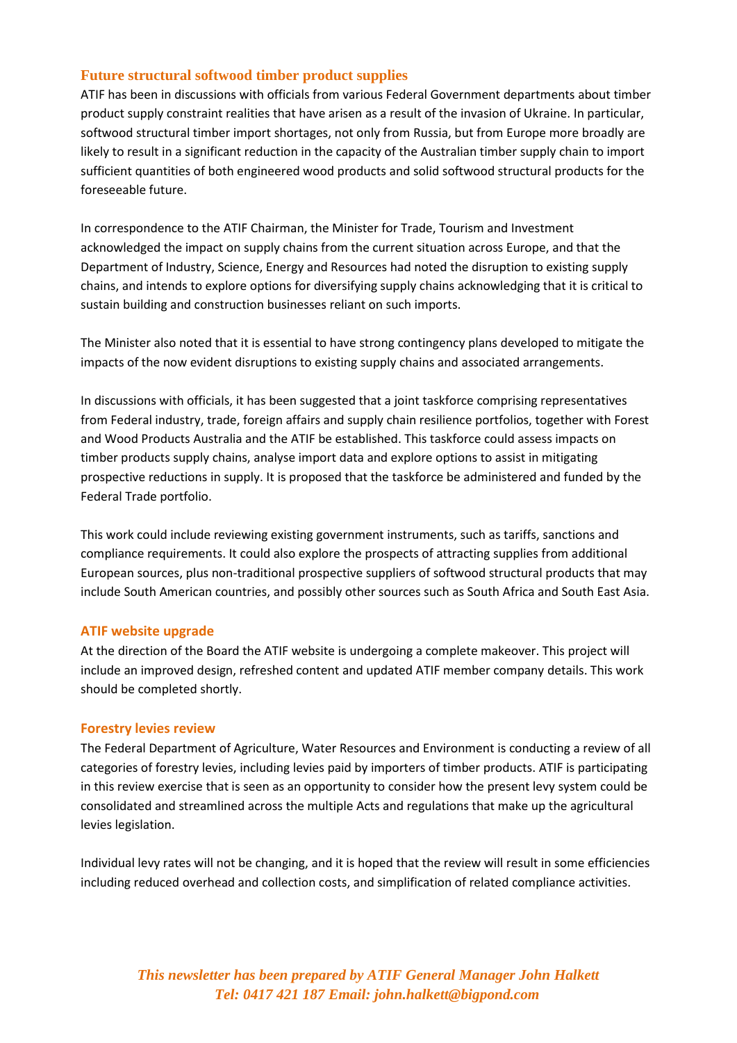## Future structural softwood timber product supplies

ATIF has been in discussions with officials from various Federal Government departments about timber product supply constraint realities that have arisen as a result of the invasion of Ukraine. In particular, softwood structural timber import shortages, not only from Russia, but from Europe more broadly are likely to result in a significant reduction in the capacity of the Australian timber supply chain to import sufficient quantities of both engineered wood products and solid softwood structural products for the foreseeable future.

In correspondence to the ATIF Chairman, the Minister for Trade, Tourism and Investment acknowledged the impact on supply chains from the current situation across Europe, and that the Department of Industry, Science, Energy and Resources had noted the disruption to existing supply chains, and intends to explore options for diversifying supply chains acknowledging that it is critical to sustain building and construction businesses reliant on such imports.

The Minister also noted that it is essential to have strong contingency plans developed to mitigate the impacts of the now evident disruptions to existing supply chains and associated arrangements.

In discussions with officials, it has been suggested that a joint taskforce comprising representatives from Federal industry, trade, foreign affairs and supply chain resilience portfolios, together with Forest and Wood Products Australia and the ATIF be established. This taskforce could assess impacts on timber products supply chains, analyse import data and explore options to assist in mitigating prospective reductions in supply. It is proposed that the taskforce be administered and funded by the Federal Trade portfolio.

This work could include reviewing existing government instruments, such as tariffs, sanctions and compliance requirements. It could also explore the prospects of attracting supplies from additional European sources, plus non-traditional prospective suppliers of softwood structural products that may include South American countries, and possibly other sources such as South Africa and South East Asia.

## ATIF website upgrade

At the direction of the Board the ATIF website is undergoing a complete makeover. This project will include an improved design, refreshed content and updated ATIF member company details. This work should be completed shortly.

## Forestry levies review

The Federal Department of Agriculture, Water Resources and Environment is conducting a review of all categories of forestry levies, including levies paid by importers of timber products. ATIF is participating in this review exercise that is seen as an opportunity to consider how the present levy system could be consolidated and streamlined across the multiple Acts and regulations that make up the agricultural levies legislation.

Individual levy rates will not be changing, and it is hoped that the review will result in some efficiencies including reduced overhead and collection costs, and simplification of related compliance activities.

***This newsletter has been prepared by ATIF General Manager John Halkett***
***Tel: 0417 421 187 Email: john.halkett@bigpond.com***